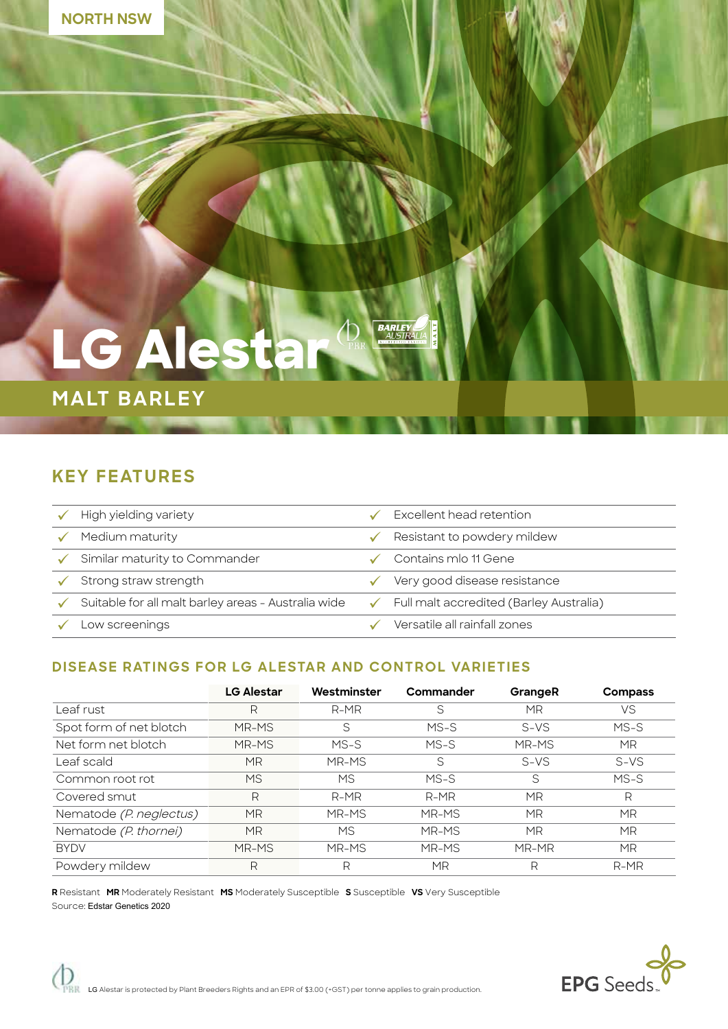NORTH NSW

# LG Alestar

## MALT BARLEY

## KEY FEATURES

- ✓ High yielding variety
- ✓ Medium maturity
- ✓ Similar maturity to Commander
- ✓ Strong straw strength
- ✓ Suitable for all malt barley areas - Australia wide
- ✓ Low screenings
- ✓ Excellent head retention
- ✓ Resistant to powdery mildew
- ✓ Contains mlo 11 Gene
- ✓ Very good disease resistance
- ✓ Full malt accredited (Barley Australia)
- ✓ Versatile all rainfall zones

### DISEASE RATINGS FOR LG ALESTAR AND CONTROL VARIETIES

| | LG Alestar | Westminster | Commander | GrangeR | Compass |
|---|---|---|---|---|---|
| Leaf rust | R | R-MR | S | MR | VS |
| Spot form of net blotch | MR-MS | S | MS-S | S-VS | MS-S |
| Net form net blotch | MR-MS | MS-S | MS-S | MR-MS | MR |
| Leaf scald | MR | MR-MS | S | S-VS | S-VS |
| Common root rot | MS | MS | MS-S | S | MS-S |
| Covered smut | R | R-MR | R-MR | MR | R |
| Nematode *(P. neglectus)* | MR | MR-MS | MR-MS | MR | MR |
| Nematode *(P. thornei)* | MR | MS | MR-MS | MR | MR |
| BYDV | MR-MS | MR-MS | MR-MS | MR-MR | MR |
| Powdery mildew | R | R | MR | R | R-MR |

**R** Resistant **MR** Moderately Resistant **MS** Moderately Susceptible **S** Susceptible **VS** Very Susceptible
Source: Edstar Genetics 2020

LG Alestar is protected by Plant Breeders Rights and an EPR of $3.00 (+GST) per tonne applies to grain production.

EPG Seeds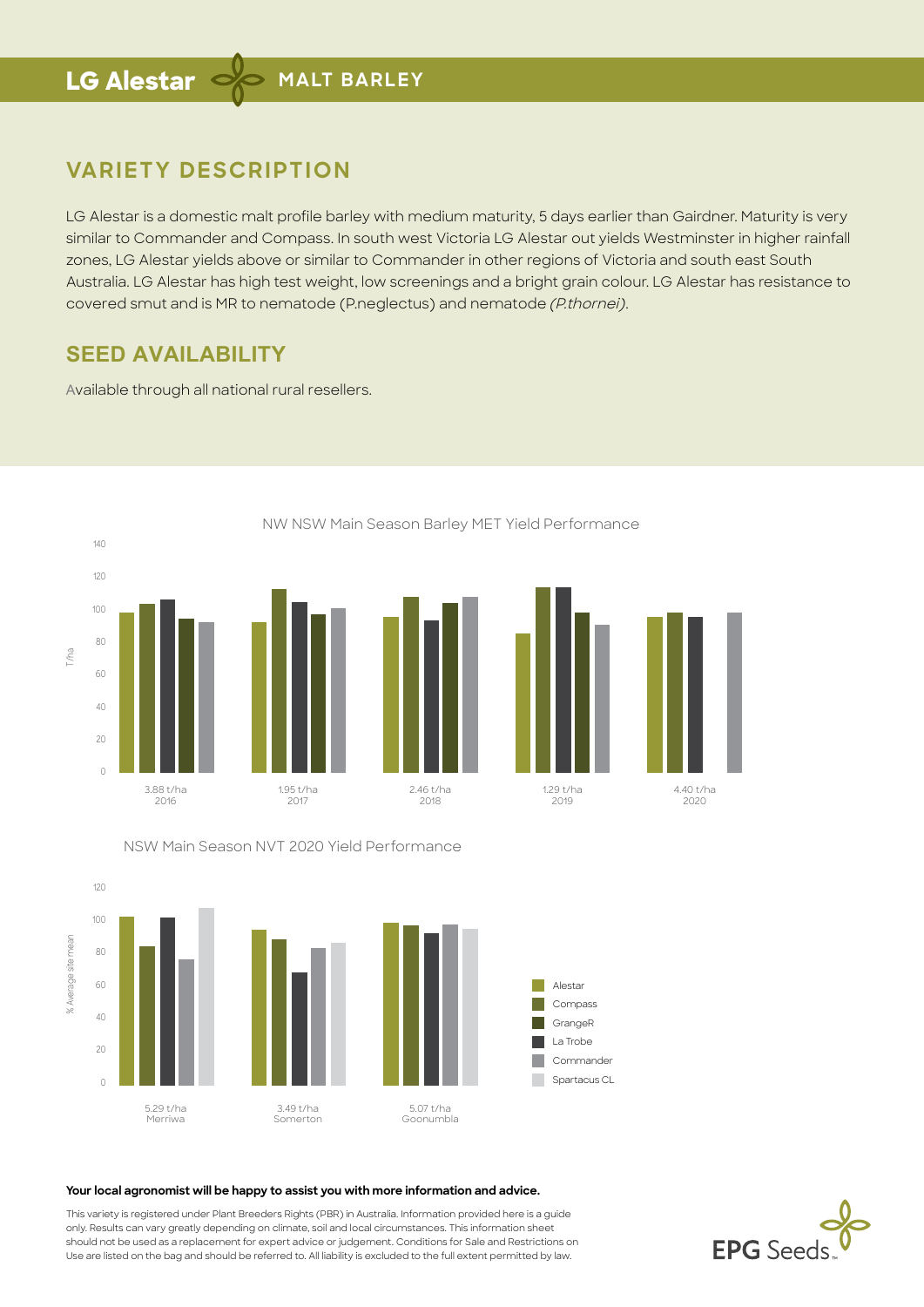# LG Alestar MALT BARLEY

## VARIETY DESCRIPTION

LG Alestar is a domestic malt profile barley with medium maturity, 5 days earlier than Gairdner. Maturity is very similar to Commander and Compass. In south west Victoria LG Alestar out yields Westminster in higher rainfall zones, LG Alestar yields above or similar to Commander in other regions of Victoria and south east South Australia. LG Alestar has high test weight, low screenings and a bright grain colour. LG Alestar has resistance to covered smut and is MR to nematode (P.neglectus) and nematode *(P.thornei)*.

## SEED AVAILABILITY

Available through all national rural resellers.

NW NSW Main Season Barley MET Yield Performance

T/ha

0
20
40
60
80
100
120
140

3.88 t/ha 2016
1.95 t/ha 2017
2.46 t/ha 2018
1.29 t/ha 2019
4.40 t/ha 2020

NSW Main Season NVT 2020 Yield Performance

% Average site mean

0
20
40
60
80
100
120

5.29 t/ha Merriwa
3.49 t/ha Somerton
5.07 t/ha Goonumbla

Alestar
Compass
GrangeR
La Trobe
Commander
Spartacus CL

**Your local agronomist will be happy to assist you with more information and advice.**

This variety is registered under Plant Breeders Rights (PBR) in Australia. Information provided here is a guide only. Results can vary greatly depending on climate, soil and local circumstances. This information sheet should not be used as a replacement for expert advice or judgement. Conditions for Sale and Restrictions on Use are listed on the bag and should be referred to. All liability is excluded to the full extent permitted by law.

EPG Seeds